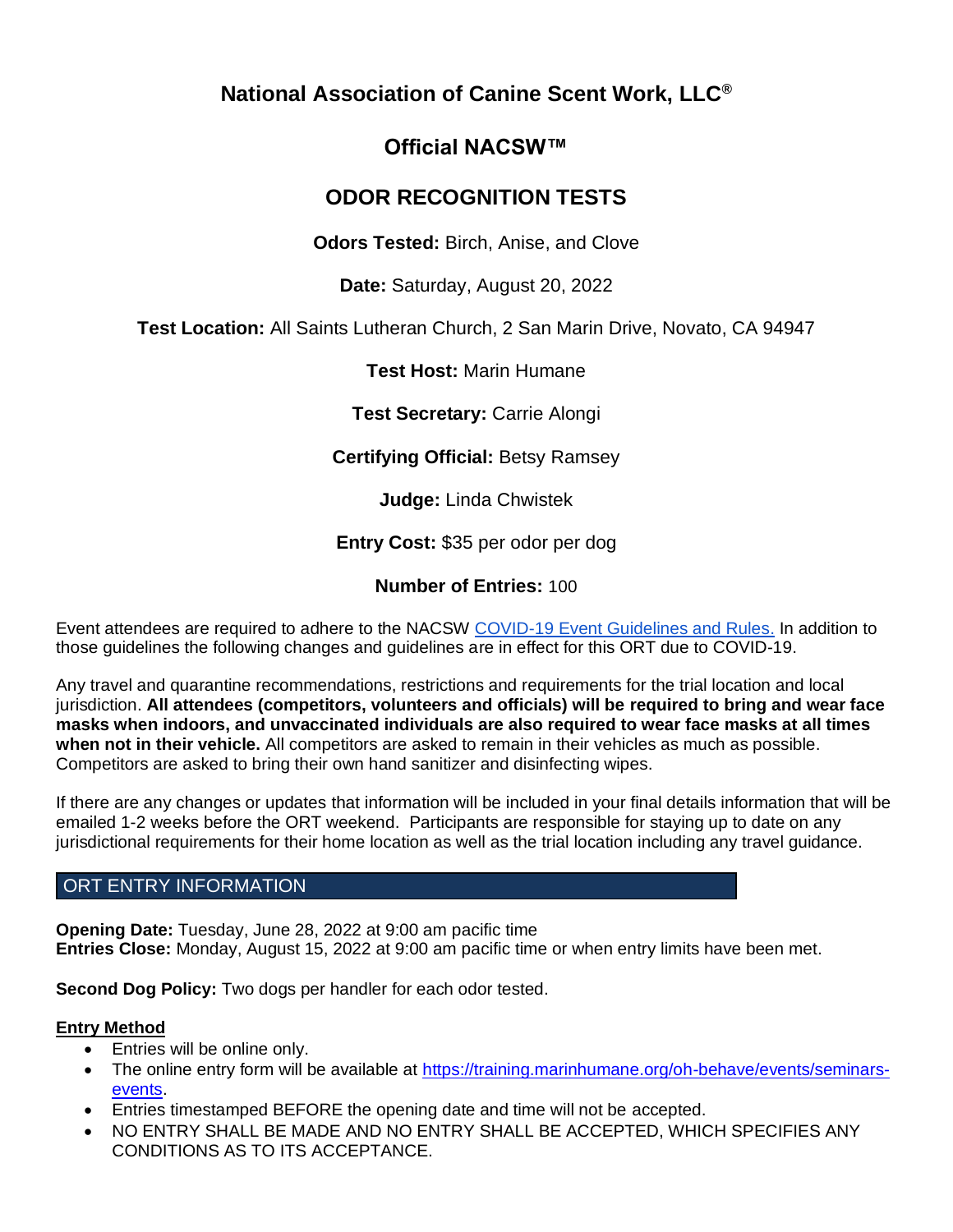# National Association of Canine Scent Work, LLC®

## Official NACSW™

## ODOR RECOGNITION TESTS

**Odors Tested:** Birch, Anise, and Clove

**Date:** Saturday, August 20, 2022

**Test Location:** All Saints Lutheran Church, 2 San Marin Drive, Novato, CA 94947

**Test Host:** Marin Humane

**Test Secretary:** Carrie Alongi

**Certifying Official:** Betsy Ramsey

**Judge:** Linda Chwistek

**Entry Cost:** $35 per odor per dog

**Number of Entries:** 100

Event attendees are required to adhere to the NACSW [COVID-19 Event Guidelines and Rules.]() In addition to those guidelines the following changes and guidelines are in effect for this ORT due to COVID-19.

Any travel and quarantine recommendations, restrictions and requirements for the trial location and local jurisdiction. **All attendees (competitors, volunteers and officials) will be required to bring and wear face masks when indoors, and unvaccinated individuals are also required to wear face masks at all times when not in their vehicle.** All competitors are asked to remain in their vehicles as much as possible. Competitors are asked to bring their own hand sanitizer and disinfecting wipes.

If there are any changes or updates that information will be included in your final details information that will be emailed 1-2 weeks before the ORT weekend. Participants are responsible for staying up to date on any jurisdictional requirements for their home location as well as the trial location including any travel guidance.

## ORT ENTRY INFORMATION

**Opening Date:** Tuesday, June 28, 2022 at 9:00 am pacific time
**Entries Close:** Monday, August 15, 2022 at 9:00 am pacific time or when entry limits have been met.

**Second Dog Policy:** Two dogs per handler for each odor tested.

**Entry Method**

- Entries will be online only.
- The online entry form will be available at https://training.marinhumane.org/oh-behave/events/seminars-events.
- Entries timestamped BEFORE the opening date and time will not be accepted.
- NO ENTRY SHALL BE MADE AND NO ENTRY SHALL BE ACCEPTED, WHICH SPECIFIES ANY CONDITIONS AS TO ITS ACCEPTANCE.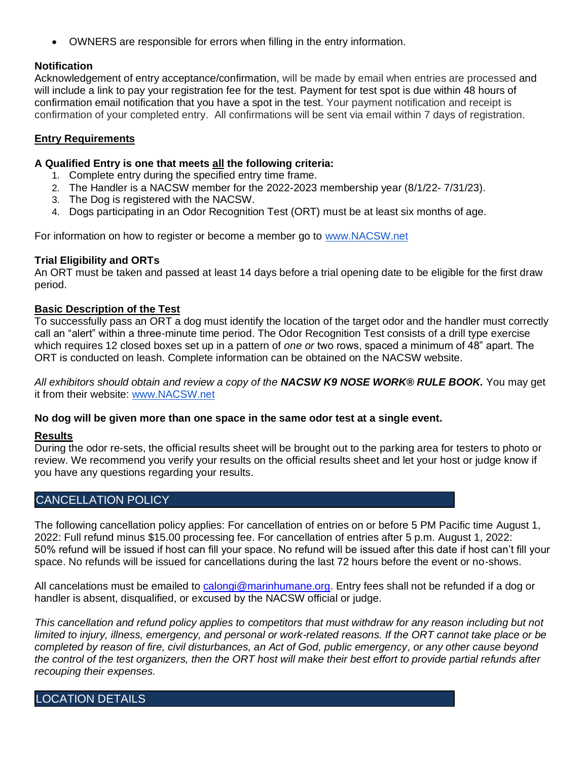- OWNERS are responsible for errors when filling in the entry information.

**Notification**

Acknowledgement of entry acceptance/confirmation, will be made by email when entries are processed and will include a link to pay your registration fee for the test. Payment for test spot is due within 48 hours of confirmation email notification that you have a spot in the test. Your payment notification and receipt is confirmation of your completed entry. All confirmations will be sent via email within 7 days of registration.

**Entry Requirements**

**A Qualified Entry is one that meets all the following criteria:**

1. Complete entry during the specified entry time frame.
2. The Handler is a NACSW member for the 2022-2023 membership year (8/1/22- 7/31/23).
3. The Dog is registered with the NACSW.
4. Dogs participating in an Odor Recognition Test (ORT) must be at least six months of age.

For information on how to register or become a member go to www.NACSW.net

**Trial Eligibility and ORTs**

An ORT must be taken and passed at least 14 days before a trial opening date to be eligible for the first draw period.

**Basic Description of the Test**

To successfully pass an ORT a dog must identify the location of the target odor and the handler must correctly call an "alert" within a three-minute time period. The Odor Recognition Test consists of a drill type exercise which requires 12 closed boxes set up in a pattern of *one or* two rows, spaced a minimum of 48" apart. The ORT is conducted on leash. Complete information can be obtained on the NACSW website.

*All exhibitors should obtain and review a copy of the **NACSW K9 NOSE WORK® RULE BOOK.*** You may get it from their website: www.NACSW.net

**No dog will be given more than one space in the same odor test at a single event.**

**Results**

During the odor re-sets, the official results sheet will be brought out to the parking area for testers to photo or review. We recommend you verify your results on the official results sheet and let your host or judge know if you have any questions regarding your results.

## CANCELLATION POLICY

The following cancellation policy applies: For cancellation of entries on or before 5 PM Pacific time August 1, 2022: Full refund minus $15.00 processing fee. For cancellation of entries after 5 p.m. August 1, 2022: 50% refund will be issued if host can fill your space. No refund will be issued after this date if host can't fill your space. No refunds will be issued for cancellations during the last 72 hours before the event or no-shows.

All cancelations must be emailed to calongi@marinhumane.org. Entry fees shall not be refunded if a dog or handler is absent, disqualified, or excused by the NACSW official or judge.

*This cancellation and refund policy applies to competitors that must withdraw for any reason including but not limited to injury, illness, emergency, and personal or work-related reasons. If the ORT cannot take place or be completed by reason of fire, civil disturbances, an Act of God, public emergency, or any other cause beyond the control of the test organizers, then the ORT host will make their best effort to provide partial refunds after recouping their expenses.*

## LOCATION DETAILS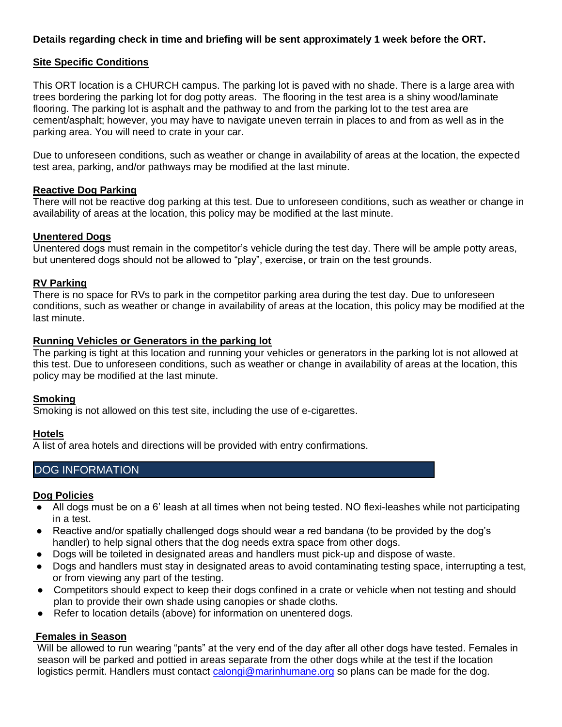**Details regarding check in time and briefing will be sent approximately 1 week before the ORT.**

**Site Specific Conditions**

This ORT location is a CHURCH campus. The parking lot is paved with no shade. There is a large area with trees bordering the parking lot for dog potty areas. The flooring in the test area is a shiny wood/laminate flooring. The parking lot is asphalt and the pathway to and from the parking lot to the test area are cement/asphalt; however, you may have to navigate uneven terrain in places to and from as well as in the parking area. You will need to crate in your car.

Due to unforeseen conditions, such as weather or change in availability of areas at the location, the expected test area, parking, and/or pathways may be modified at the last minute.

**Reactive Dog Parking**

There will not be reactive dog parking at this test. Due to unforeseen conditions, such as weather or change in availability of areas at the location, this policy may be modified at the last minute.

**Unentered Dogs**

Unentered dogs must remain in the competitor's vehicle during the test day. There will be ample potty areas, but unentered dogs should not be allowed to "play", exercise, or train on the test grounds.

**RV Parking**

There is no space for RVs to park in the competitor parking area during the test day. Due to unforeseen conditions, such as weather or change in availability of areas at the location, this policy may be modified at the last minute.

**Running Vehicles or Generators in the parking lot**

The parking is tight at this location and running your vehicles or generators in the parking lot is not allowed at this test. Due to unforeseen conditions, such as weather or change in availability of areas at the location, this policy may be modified at the last minute.

**Smoking**

Smoking is not allowed on this test site, including the use of e-cigarettes.

**Hotels**

A list of area hotels and directions will be provided with entry confirmations.

## DOG INFORMATION

**Dog Policies**

- All dogs must be on a 6' leash at all times when not being tested. NO flexi-leashes while not participating in a test.
- Reactive and/or spatially challenged dogs should wear a red bandana (to be provided by the dog's handler) to help signal others that the dog needs extra space from other dogs.
- Dogs will be toileted in designated areas and handlers must pick-up and dispose of waste.
- Dogs and handlers must stay in designated areas to avoid contaminating testing space, interrupting a test, or from viewing any part of the testing.
- Competitors should expect to keep their dogs confined in a crate or vehicle when not testing and should plan to provide their own shade using canopies or shade cloths.
- Refer to location details (above) for information on unentered dogs.

**Females in Season**

Will be allowed to run wearing "pants" at the very end of the day after all other dogs have tested. Females in season will be parked and pottied in areas separate from the other dogs while at the test if the location logistics permit. Handlers must contact calongi@marinhumane.org so plans can be made for the dog.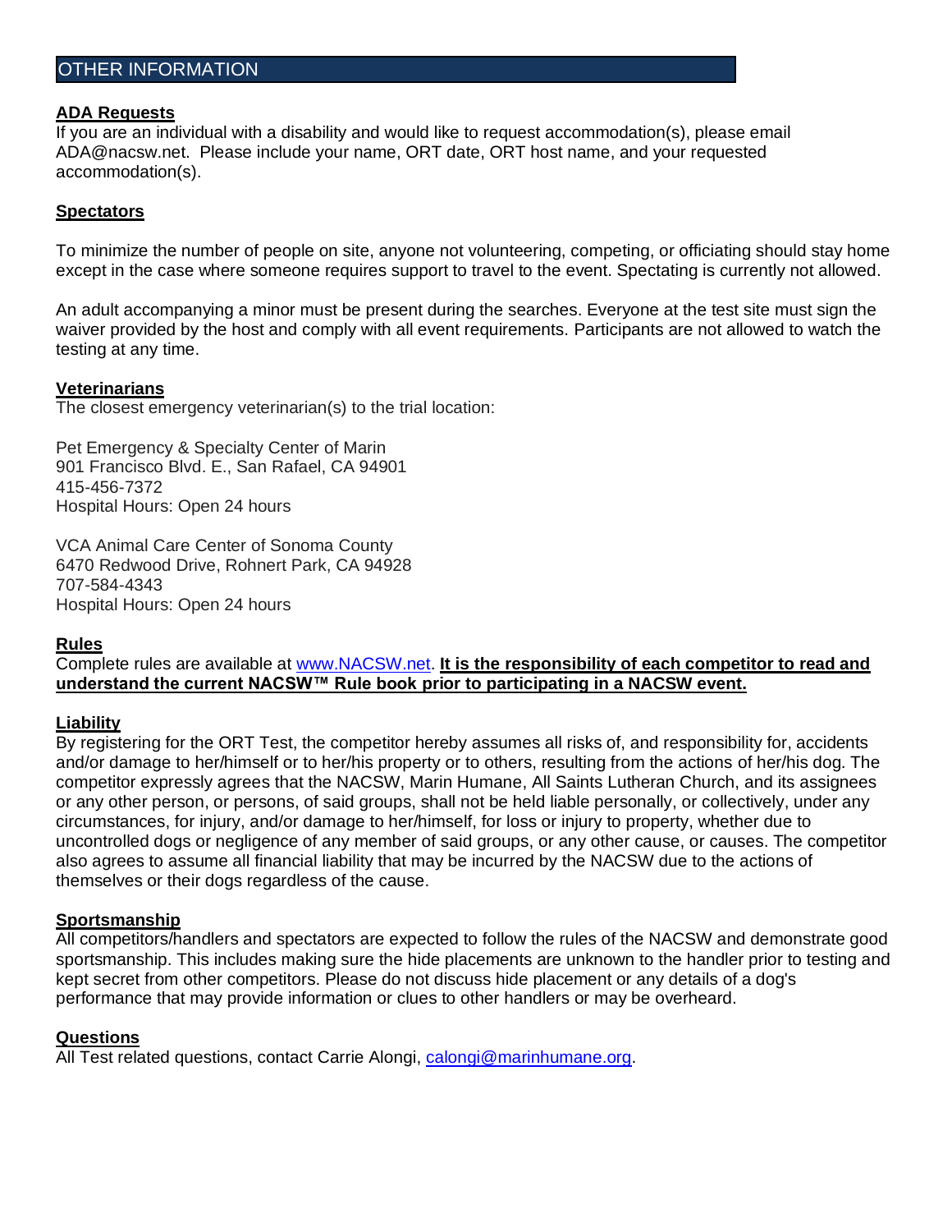## OTHER INFORMATION

### ADA Requests

If you are an individual with a disability and would like to request accommodation(s), please email ADA@nacsw.net. Please include your name, ORT date, ORT host name, and your requested accommodation(s).

### Spectators

To minimize the number of people on site, anyone not volunteering, competing, or officiating should stay home except in the case where someone requires support to travel to the event. Spectating is currently not allowed.

An adult accompanying a minor must be present during the searches. Everyone at the test site must sign the waiver provided by the host and comply with all event requirements. Participants are not allowed to watch the testing at any time.

### Veterinarians

The closest emergency veterinarian(s) to the trial location:

Pet Emergency & Specialty Center of Marin
901 Francisco Blvd. E., San Rafael, CA 94901
415-456-7372
Hospital Hours: Open 24 hours

VCA Animal Care Center of Sonoma County
6470 Redwood Drive, Rohnert Park, CA 94928
707-584-4343
Hospital Hours: Open 24 hours

### Rules

Complete rules are available at www.NACSW.net. **It is the responsibility of each competitor to read and understand the current NACSW™ Rule book prior to participating in a NACSW event.**

### Liability

By registering for the ORT Test, the competitor hereby assumes all risks of, and responsibility for, accidents and/or damage to her/himself or to her/his property or to others, resulting from the actions of her/his dog. The competitor expressly agrees that the NACSW, Marin Humane, All Saints Lutheran Church, and its assignees or any other person, or persons, of said groups, shall not be held liable personally, or collectively, under any circumstances, for injury, and/or damage to her/himself, for loss or injury to property, whether due to uncontrolled dogs or negligence of any member of said groups, or any other cause, or causes. The competitor also agrees to assume all financial liability that may be incurred by the NACSW due to the actions of themselves or their dogs regardless of the cause.

### Sportsmanship

All competitors/handlers and spectators are expected to follow the rules of the NACSW and demonstrate good sportsmanship. This includes making sure the hide placements are unknown to the handler prior to testing and kept secret from other competitors. Please do not discuss hide placement or any details of a dog's performance that may provide information or clues to other handlers or may be overheard.

### Questions

All Test related questions, contact Carrie Alongi, calongi@marinhumane.org.